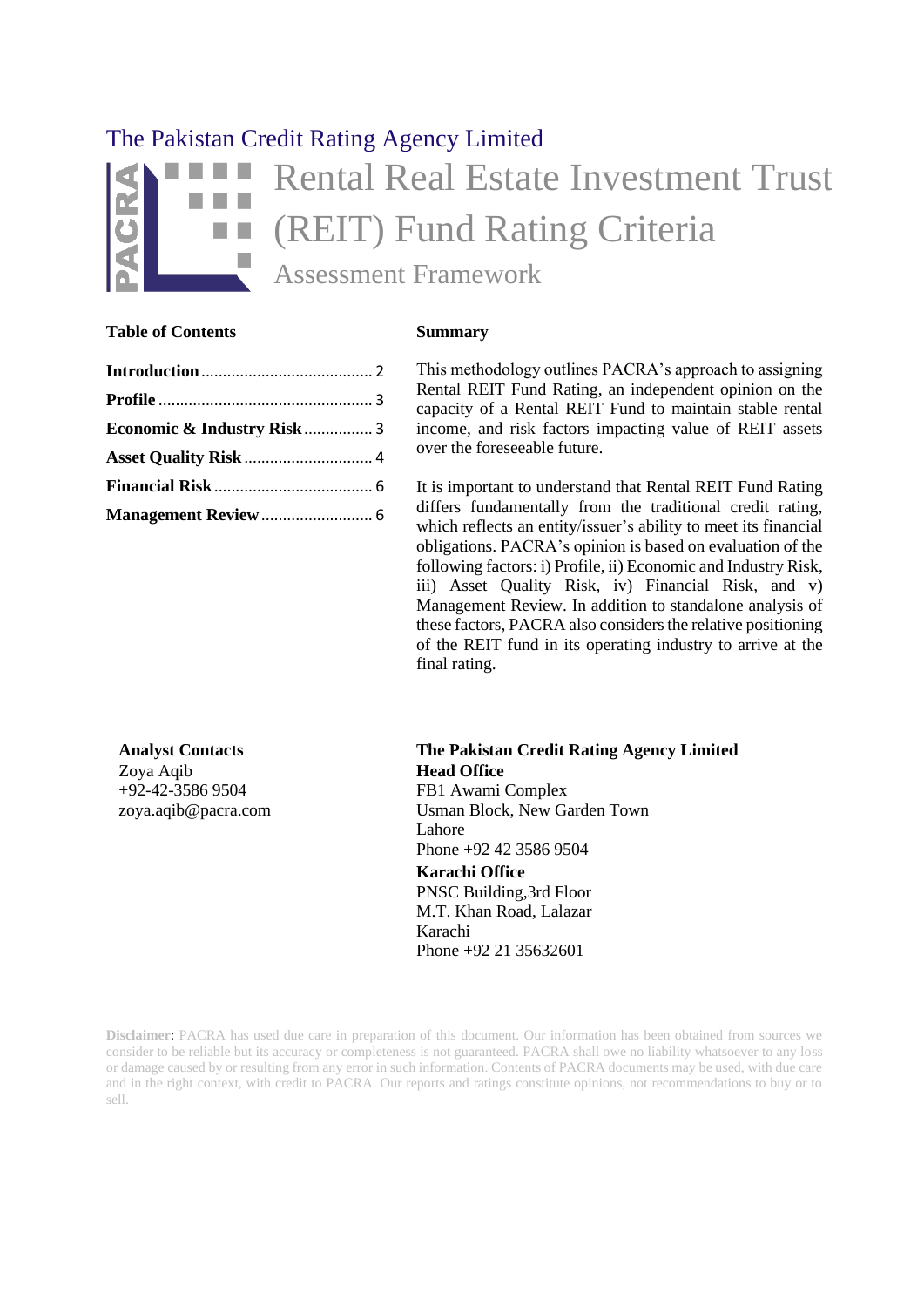The Pakistan Credit Rating Agency Limited

# Rental Real Estate Investment Trust (REIT) Fund Rating Criteria

## Assessment Framework

**Table of Contents**

| | |
|---|---|
| **Introduction** | 2 |
| **Profile** | 3 |
| **Economic & Industry Risk** | 3 |
| **Asset Quality Risk** | 4 |
| **Financial Risk** | 6 |
| **Management Review** | 6 |

**Summary**

This methodology outlines PACRA's approach to assigning Rental REIT Fund Rating, an independent opinion on the capacity of a Rental REIT Fund to maintain stable rental income, and risk factors impacting value of REIT assets over the foreseeable future.

It is important to understand that Rental REIT Fund Rating differs fundamentally from the traditional credit rating, which reflects an entity/issuer's ability to meet its financial obligations. PACRA's opinion is based on evaluation of the following factors: i) Profile, ii) Economic and Industry Risk, iii) Asset Quality Risk, iv) Financial Risk, and v) Management Review. In addition to standalone analysis of these factors, PACRA also considers the relative positioning of the REIT fund in its operating industry to arrive at the final rating.

**Analyst Contacts**
Zoya Aqib
+92-42-3586 9504
zoya.aqib@pacra.com

**The Pakistan Credit Rating Agency Limited**
**Head Office**
FB1 Awami Complex
Usman Block, New Garden Town
Lahore
Phone +92 42 3586 9504

**Karachi Office**
PNSC Building,3rd Floor
M.T. Khan Road, Lalazar
Karachi
Phone +92 21 35632601

**Disclaimer:** PACRA has used due care in preparation of this document. Our information has been obtained from sources we consider to be reliable but its accuracy or completeness is not guaranteed. PACRA shall owe no liability whatsoever to any loss or damage caused by or resulting from any error in such information. Contents of PACRA documents may be used, with due care and in the right context, with credit to PACRA. Our reports and ratings constitute opinions, not recommendations to buy or to sell.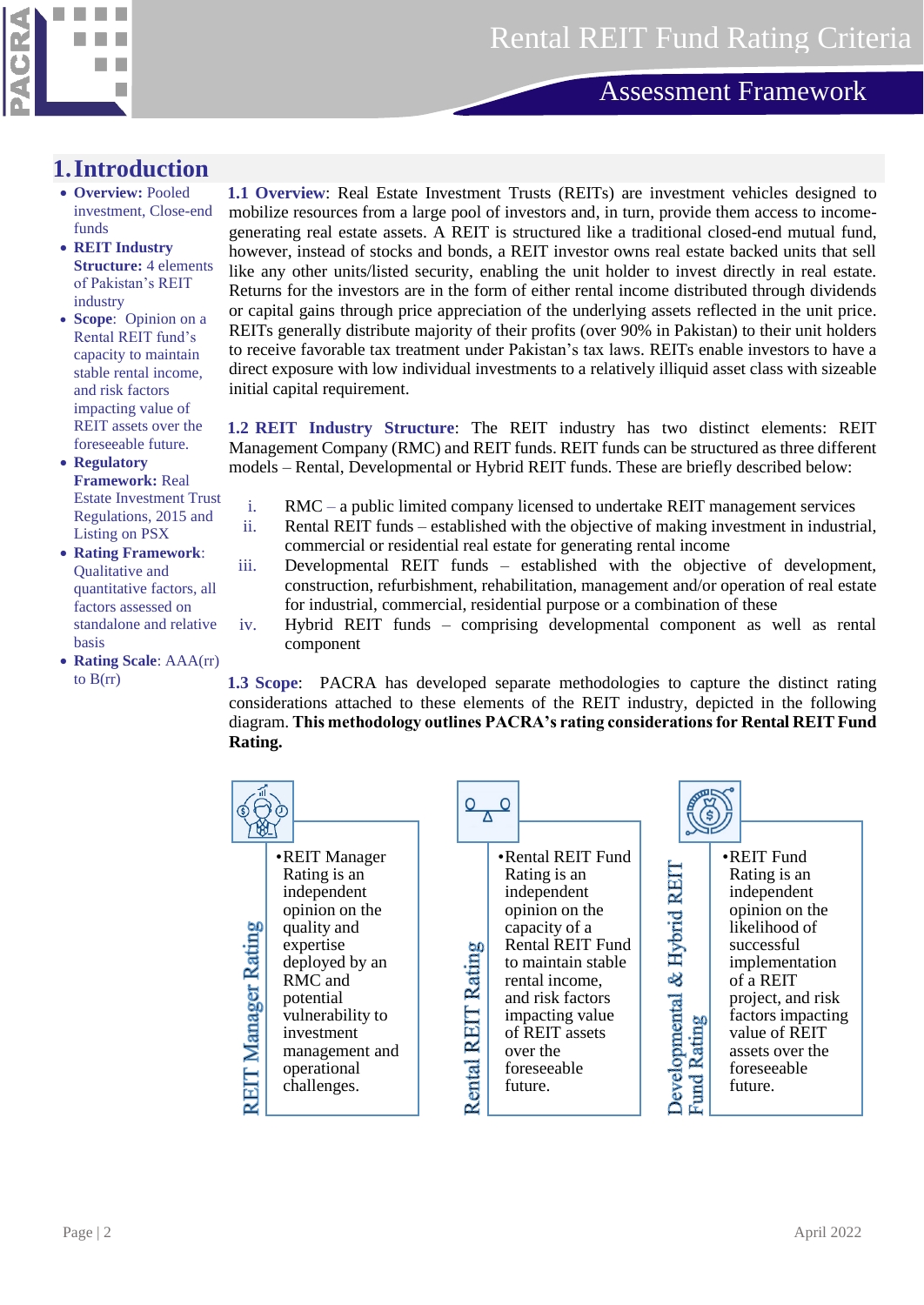# 1. Introduction

- **Overview:** Pooled investment, Close-end funds
- **REIT Industry Structure:** 4 elements of Pakistan's REIT industry
- **Scope**: Opinion on a Rental REIT fund's capacity to maintain stable rental income, and risk factors impacting value of REIT assets over the foreseeable future.
- **Regulatory Framework:** Real Estate Investment Trust Regulations, 2015 and Listing on PSX
- **Rating Framework**: Qualitative and quantitative factors, all factors assessed on standalone and relative basis
- **Rating Scale**: AAA(rr) to B(rr)

**1.1 Overview**: Real Estate Investment Trusts (REITs) are investment vehicles designed to mobilize resources from a large pool of investors and, in turn, provide them access to income-generating real estate assets. A REIT is structured like a traditional closed-end mutual fund, however, instead of stocks and bonds, a REIT investor owns real estate backed units that sell like any other units/listed security, enabling the unit holder to invest directly in real estate. Returns for the investors are in the form of either rental income distributed through dividends or capital gains through price appreciation of the underlying assets reflected in the unit price. REITs generally distribute majority of their profits (over 90% in Pakistan) to their unit holders to receive favorable tax treatment under Pakistan's tax laws. REITs enable investors to have a direct exposure with low individual investments to a relatively illiquid asset class with sizeable initial capital requirement.

**1.2 REIT Industry Structure**: The REIT industry has two distinct elements: REIT Management Company (RMC) and REIT funds. REIT funds can be structured as three different models – Rental, Developmental or Hybrid REIT funds. These are briefly described below:

i. RMC – a public limited company licensed to undertake REIT management services
ii. Rental REIT funds – established with the objective of making investment in industrial, commercial or residential real estate for generating rental income
iii. Developmental REIT funds – established with the objective of development, construction, refurbishment, rehabilitation, management and/or operation of real estate for industrial, commercial, residential purpose or a combination of these
iv. Hybrid REIT funds – comprising developmental component as well as rental component

**1.3 Scope**: PACRA has developed separate methodologies to capture the distinct rating considerations attached to these elements of the REIT industry, depicted in the following diagram. **This methodology outlines PACRA's rating considerations for Rental REIT Fund Rating.**

**REIT Manager Rating**
- REIT Manager Rating is an independent opinion on the quality and expertise deployed by an RMC and potential vulnerability to investment management and operational challenges.

**Rental REIT Rating**
- Rental REIT Fund Rating is an independent opinion on the capacity of a Rental REIT Fund to maintain stable rental income, and risk factors impacting value of REIT assets over the foreseeable future.

**Developmental & Hybrid REIT Fund Rating**
- REIT Fund Rating is an independent opinion on the likelihood of successful implementation of a REIT project, and risk factors impacting value of REIT assets over the foreseeable future.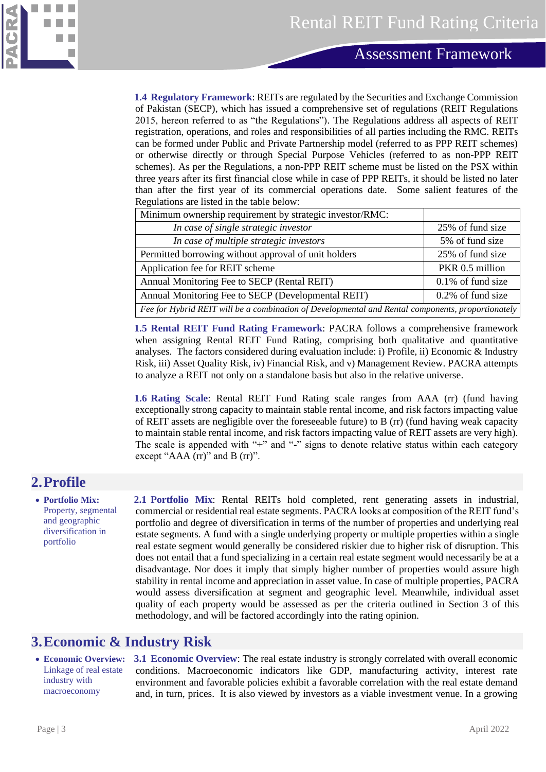**1.4 Regulatory Framework**: REITs are regulated by the Securities and Exchange Commission of Pakistan (SECP), which has issued a comprehensive set of regulations (REIT Regulations 2015, hereon referred to as "the Regulations"). The Regulations address all aspects of REIT registration, operations, and roles and responsibilities of all parties including the RMC. REITs can be formed under Public and Private Partnership model (referred to as PPP REIT schemes) or otherwise directly or through Special Purpose Vehicles (referred to as non-PPP REIT schemes). As per the Regulations, a non-PPP REIT scheme must be listed on the PSX within three years after its first financial close while in case of PPP REITs, it should be listed no later than after the first year of its commercial operations date. Some salient features of the Regulations are listed in the table below:

| Minimum ownership requirement by strategic investor/RMC: | |
|---|---|
| *In case of single strategic investor* | 25% of fund size |
| *In case of multiple strategic investors* | 5% of fund size |
| Permitted borrowing without approval of unit holders | 25% of fund size |
| Application fee for REIT scheme | PKR 0.5 million |
| Annual Monitoring Fee to SECP (Rental REIT) | 0.1% of fund size |
| Annual Monitoring Fee to SECP (Developmental REIT) | 0.2% of fund size |
| *Fee for Hybrid REIT will be a combination of Developmental and Rental components, proportionately* | |

**1.5 Rental REIT Fund Rating Framework**: PACRA follows a comprehensive framework when assigning Rental REIT Fund Rating, comprising both qualitative and quantitative analyses. The factors considered during evaluation include: i) Profile, ii) Economic & Industry Risk, iii) Asset Quality Risk, iv) Financial Risk, and v) Management Review. PACRA attempts to analyze a REIT not only on a standalone basis but also in the relative universe.

**1.6 Rating Scale**: Rental REIT Fund Rating scale ranges from AAA (rr) (fund having exceptionally strong capacity to maintain stable rental income, and risk factors impacting value of REIT assets are negligible over the foreseeable future) to B (rr) (fund having weak capacity to maintain stable rental income, and risk factors impacting value of REIT assets are very high). The scale is appended with "+" and "-" signs to denote relative status within each category except "AAA (rr)" and B (rr)".

## 2. Profile

- **Portfolio Mix:** Property, segmental and geographic diversification in portfolio

**2.1 Portfolio Mix**: Rental REITs hold completed, rent generating assets in industrial, commercial or residential real estate segments. PACRA looks at composition of the REIT fund's portfolio and degree of diversification in terms of the number of properties and underlying real estate segments. A fund with a single underlying property or multiple properties within a single real estate segment would generally be considered riskier due to higher risk of disruption. This does not entail that a fund specializing in a certain real estate segment would necessarily be at a disadvantage. Nor does it imply that simply higher number of properties would assure high stability in rental income and appreciation in asset value. In case of multiple properties, PACRA would assess diversification at segment and geographic level. Meanwhile, individual asset quality of each property would be assessed as per the criteria outlined in Section 3 of this methodology, and will be factored accordingly into the rating opinion.

## 3. Economic & Industry Risk

- **Economic Overview:** Linkage of real estate industry with macroeconomy

**3.1 Economic Overview**: The real estate industry is strongly correlated with overall economic conditions. Macroeconomic indicators like GDP, manufacturing activity, interest rate environment and favorable policies exhibit a favorable correlation with the real estate demand and, in turn, prices. It is also viewed by investors as a viable investment venue. In a growing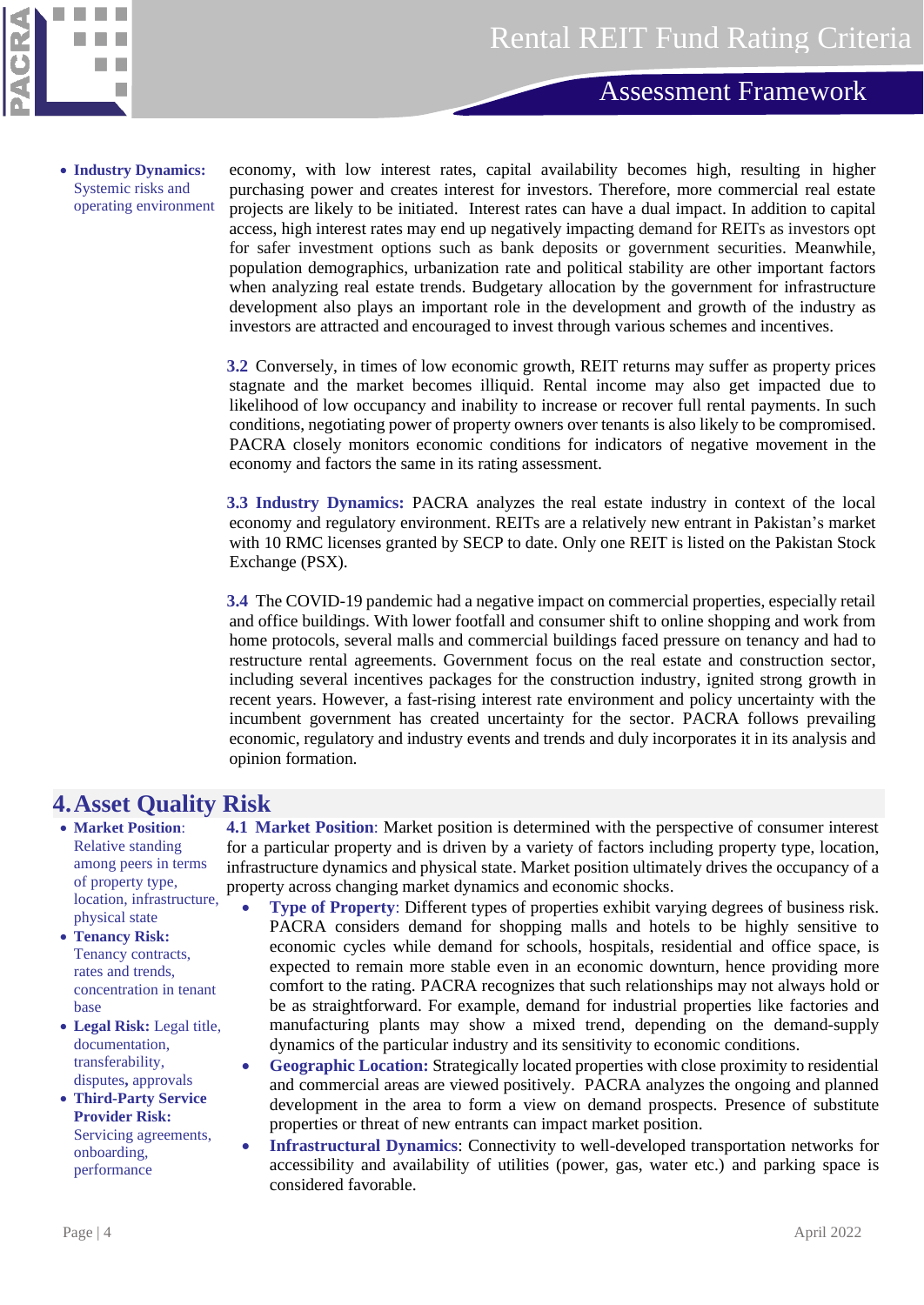- **Industry Dynamics:** Systemic risks and operating environment

economy, with low interest rates, capital availability becomes high, resulting in higher purchasing power and creates interest for investors. Therefore, more commercial real estate projects are likely to be initiated. Interest rates can have a dual impact. In addition to capital access, high interest rates may end up negatively impacting demand for REITs as investors opt for safer investment options such as bank deposits or government securities. Meanwhile, population demographics, urbanization rate and political stability are other important factors when analyzing real estate trends. Budgetary allocation by the government for infrastructure development also plays an important role in the development and growth of the industry as investors are attracted and encouraged to invest through various schemes and incentives.

**3.2** Conversely, in times of low economic growth, REIT returns may suffer as property prices stagnate and the market becomes illiquid. Rental income may also get impacted due to likelihood of low occupancy and inability to increase or recover full rental payments. In such conditions, negotiating power of property owners over tenants is also likely to be compromised. PACRA closely monitors economic conditions for indicators of negative movement in the economy and factors the same in its rating assessment.

**3.3 Industry Dynamics:** PACRA analyzes the real estate industry in context of the local economy and regulatory environment. REITs are a relatively new entrant in Pakistan's market with 10 RMC licenses granted by SECP to date. Only one REIT is listed on the Pakistan Stock Exchange (PSX).

**3.4** The COVID-19 pandemic had a negative impact on commercial properties, especially retail and office buildings. With lower footfall and consumer shift to online shopping and work from home protocols, several malls and commercial buildings faced pressure on tenancy and had to restructure rental agreements. Government focus on the real estate and construction sector, including several incentives packages for the construction industry, ignited strong growth in recent years. However, a fast-rising interest rate environment and policy uncertainty with the incumbent government has created uncertainty for the sector. PACRA follows prevailing economic, regulatory and industry events and trends and duly incorporates it in its analysis and opinion formation.

## 4. Asset Quality Risk

- **Market Position:** Relative standing among peers in terms of property type, location, infrastructure, physical state
- **Tenancy Risk:** Tenancy contracts, rates and trends, concentration in tenant base
- **Legal Risk:** Legal title, documentation, transferability, disputes, approvals
- **Third-Party Service Provider Risk:** Servicing agreements, onboarding, performance

**4.1 Market Position**: Market position is determined with the perspective of consumer interest for a particular property and is driven by a variety of factors including property type, location, infrastructure dynamics and physical state. Market position ultimately drives the occupancy of a property across changing market dynamics and economic shocks.

- **Type of Property**: Different types of properties exhibit varying degrees of business risk. PACRA considers demand for shopping malls and hotels to be highly sensitive to economic cycles while demand for schools, hospitals, residential and office space, is expected to remain more stable even in an economic downturn, hence providing more comfort to the rating. PACRA recognizes that such relationships may not always hold or be as straightforward. For example, demand for industrial properties like factories and manufacturing plants may show a mixed trend, depending on the demand-supply dynamics of the particular industry and its sensitivity to economic conditions.
- **Geographic Location:** Strategically located properties with close proximity to residential and commercial areas are viewed positively. PACRA analyzes the ongoing and planned development in the area to form a view on demand prospects. Presence of substitute properties or threat of new entrants can impact market position.
- **Infrastructural Dynamics**: Connectivity to well-developed transportation networks for accessibility and availability of utilities (power, gas, water etc.) and parking space is considered favorable.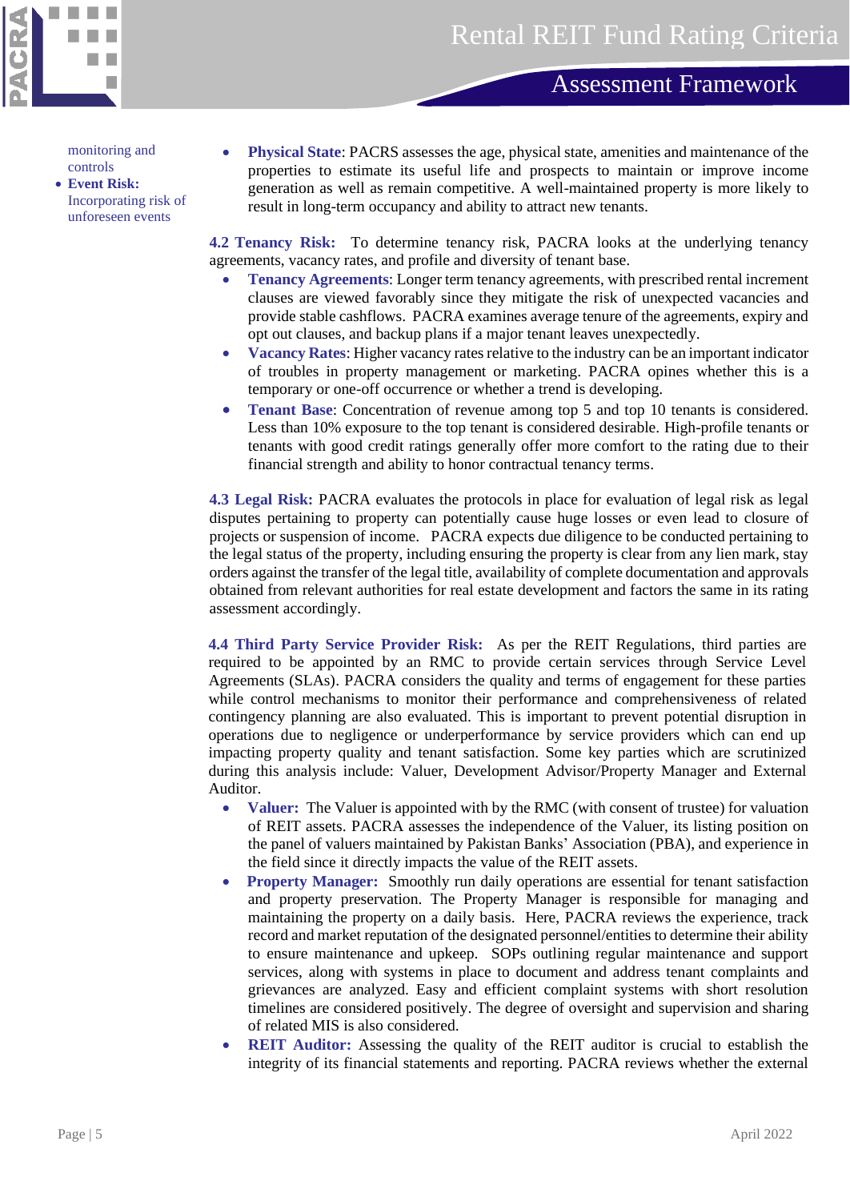monitoring and controls

- **Event Risk:** Incorporating risk of unforeseen events

- **Physical State**: PACRS assesses the age, physical state, amenities and maintenance of the properties to estimate its useful life and prospects to maintain or improve income generation as well as remain competitive. A well-maintained property is more likely to result in long-term occupancy and ability to attract new tenants.

**4.2 Tenancy Risk:** To determine tenancy risk, PACRA looks at the underlying tenancy agreements, vacancy rates, and profile and diversity of tenant base.

- **Tenancy Agreements**: Longer term tenancy agreements, with prescribed rental increment clauses are viewed favorably since they mitigate the risk of unexpected vacancies and provide stable cashflows. PACRA examines average tenure of the agreements, expiry and opt out clauses, and backup plans if a major tenant leaves unexpectedly.
- **Vacancy Rates**: Higher vacancy rates relative to the industry can be an important indicator of troubles in property management or marketing. PACRA opines whether this is a temporary or one-off occurrence or whether a trend is developing.
- **Tenant Base**: Concentration of revenue among top 5 and top 10 tenants is considered. Less than 10% exposure to the top tenant is considered desirable. High-profile tenants or tenants with good credit ratings generally offer more comfort to the rating due to their financial strength and ability to honor contractual tenancy terms.

**4.3 Legal Risk:** PACRA evaluates the protocols in place for evaluation of legal risk as legal disputes pertaining to property can potentially cause huge losses or even lead to closure of projects or suspension of income. PACRA expects due diligence to be conducted pertaining to the legal status of the property, including ensuring the property is clear from any lien mark, stay orders against the transfer of the legal title, availability of complete documentation and approvals obtained from relevant authorities for real estate development and factors the same in its rating assessment accordingly.

**4.4 Third Party Service Provider Risk:** As per the REIT Regulations, third parties are required to be appointed by an RMC to provide certain services through Service Level Agreements (SLAs). PACRA considers the quality and terms of engagement for these parties while control mechanisms to monitor their performance and comprehensiveness of related contingency planning are also evaluated. This is important to prevent potential disruption in operations due to negligence or underperformance by service providers which can end up impacting property quality and tenant satisfaction. Some key parties which are scrutinized during this analysis include: Valuer, Development Advisor/Property Manager and External Auditor.

- **Valuer:** The Valuer is appointed with by the RMC (with consent of trustee) for valuation of REIT assets. PACRA assesses the independence of the Valuer, its listing position on the panel of valuers maintained by Pakistan Banks' Association (PBA), and experience in the field since it directly impacts the value of the REIT assets.
- **Property Manager:** Smoothly run daily operations are essential for tenant satisfaction and property preservation. The Property Manager is responsible for managing and maintaining the property on a daily basis. Here, PACRA reviews the experience, track record and market reputation of the designated personnel/entities to determine their ability to ensure maintenance and upkeep. SOPs outlining regular maintenance and support services, along with systems in place to document and address tenant complaints and grievances are analyzed. Easy and efficient complaint systems with short resolution timelines are considered positively. The degree of oversight and supervision and sharing of related MIS is also considered.
- **REIT Auditor:** Assessing the quality of the REIT auditor is crucial to establish the integrity of its financial statements and reporting. PACRA reviews whether the external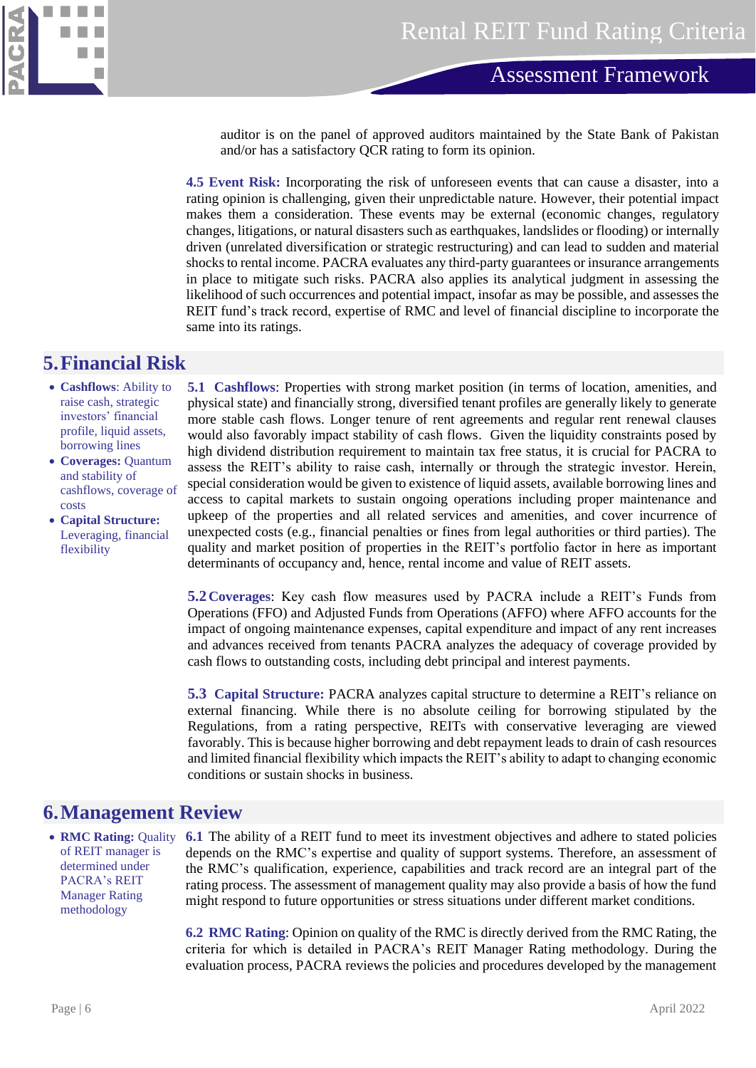auditor is on the panel of approved auditors maintained by the State Bank of Pakistan and/or has a satisfactory QCR rating to form its opinion.

**4.5 Event Risk:** Incorporating the risk of unforeseen events that can cause a disaster, into a rating opinion is challenging, given their unpredictable nature. However, their potential impact makes them a consideration. These events may be external (economic changes, regulatory changes, litigations, or natural disasters such as earthquakes, landslides or flooding) or internally driven (unrelated diversification or strategic restructuring) and can lead to sudden and material shocks to rental income. PACRA evaluates any third-party guarantees or insurance arrangements in place to mitigate such risks. PACRA also applies its analytical judgment in assessing the likelihood of such occurrences and potential impact, insofar as may be possible, and assesses the REIT fund's track record, expertise of RMC and level of financial discipline to incorporate the same into its ratings.

# 5. Financial Risk

- **Cashflows**: Ability to raise cash, strategic investors' financial profile, liquid assets, borrowing lines
- **Coverages:** Quantum and stability of cashflows, coverage of costs
- **Capital Structure:** Leveraging, financial flexibility

**5.1 Cashflows**: Properties with strong market position (in terms of location, amenities, and physical state) and financially strong, diversified tenant profiles are generally likely to generate more stable cash flows. Longer tenure of rent agreements and regular rent renewal clauses would also favorably impact stability of cash flows. Given the liquidity constraints posed by high dividend distribution requirement to maintain tax free status, it is crucial for PACRA to assess the REIT's ability to raise cash, internally or through the strategic investor. Herein, special consideration would be given to existence of liquid assets, available borrowing lines and access to capital markets to sustain ongoing operations including proper maintenance and upkeep of the properties and all related services and amenities, and cover incurrence of unexpected costs (e.g., financial penalties or fines from legal authorities or third parties). The quality and market position of properties in the REIT's portfolio factor in here as important determinants of occupancy and, hence, rental income and value of REIT assets.

**5.2 Coverages**: Key cash flow measures used by PACRA include a REIT's Funds from Operations (FFO) and Adjusted Funds from Operations (AFFO) where AFFO accounts for the impact of ongoing maintenance expenses, capital expenditure and impact of any rent increases and advances received from tenants PACRA analyzes the adequacy of coverage provided by cash flows to outstanding costs, including debt principal and interest payments.

**5.3 Capital Structure:** PACRA analyzes capital structure to determine a REIT's reliance on external financing. While there is no absolute ceiling for borrowing stipulated by the Regulations, from a rating perspective, REITs with conservative leveraging are viewed favorably. This is because higher borrowing and debt repayment leads to drain of cash resources and limited financial flexibility which impacts the REIT's ability to adapt to changing economic conditions or sustain shocks in business.

# 6. Management Review

- **RMC Rating:** Quality of REIT manager is determined under PACRA's REIT Manager Rating methodology

**6.1** The ability of a REIT fund to meet its investment objectives and adhere to stated policies depends on the RMC's expertise and quality of support systems. Therefore, an assessment of the RMC's qualification, experience, capabilities and track record are an integral part of the rating process. The assessment of management quality may also provide a basis of how the fund might respond to future opportunities or stress situations under different market conditions.

**6.2 RMC Rating**: Opinion on quality of the RMC is directly derived from the RMC Rating, the criteria for which is detailed in PACRA's REIT Manager Rating methodology. During the evaluation process, PACRA reviews the policies and procedures developed by the management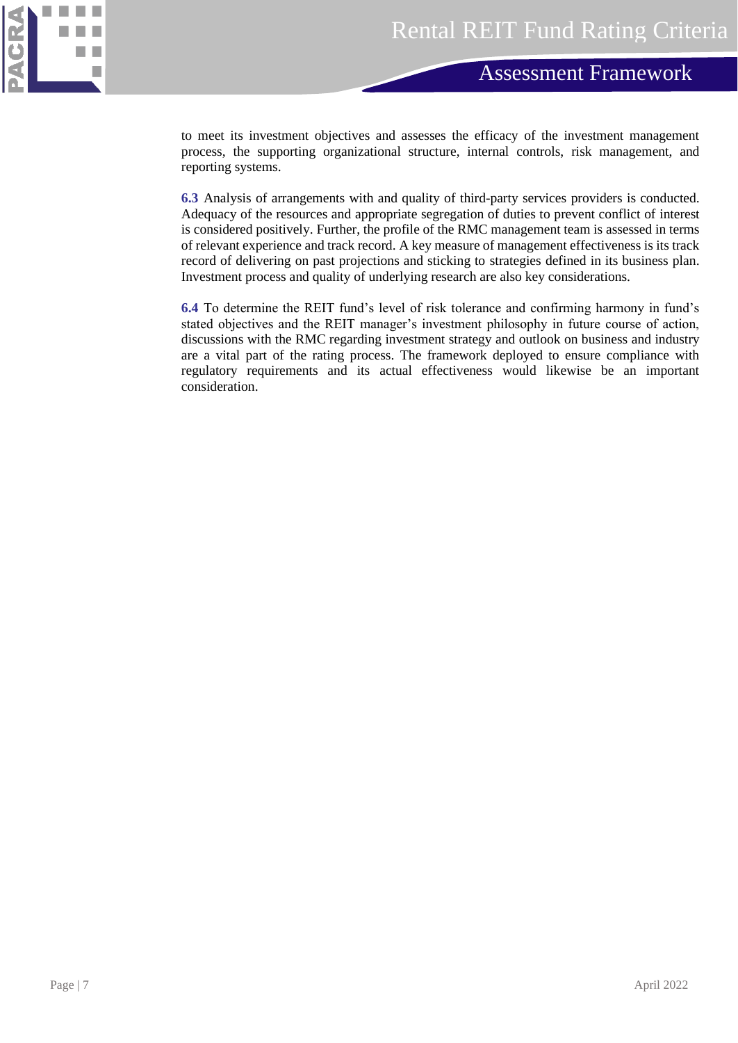to meet its investment objectives and assesses the efficacy of the investment management process, the supporting organizational structure, internal controls, risk management, and reporting systems.

**6.3** Analysis of arrangements with and quality of third-party services providers is conducted. Adequacy of the resources and appropriate segregation of duties to prevent conflict of interest is considered positively. Further, the profile of the RMC management team is assessed in terms of relevant experience and track record. A key measure of management effectiveness is its track record of delivering on past projections and sticking to strategies defined in its business plan. Investment process and quality of underlying research are also key considerations.

**6.4** To determine the REIT fund's level of risk tolerance and confirming harmony in fund's stated objectives and the REIT manager's investment philosophy in future course of action, discussions with the RMC regarding investment strategy and outlook on business and industry are a vital part of the rating process. The framework deployed to ensure compliance with regulatory requirements and its actual effectiveness would likewise be an important consideration.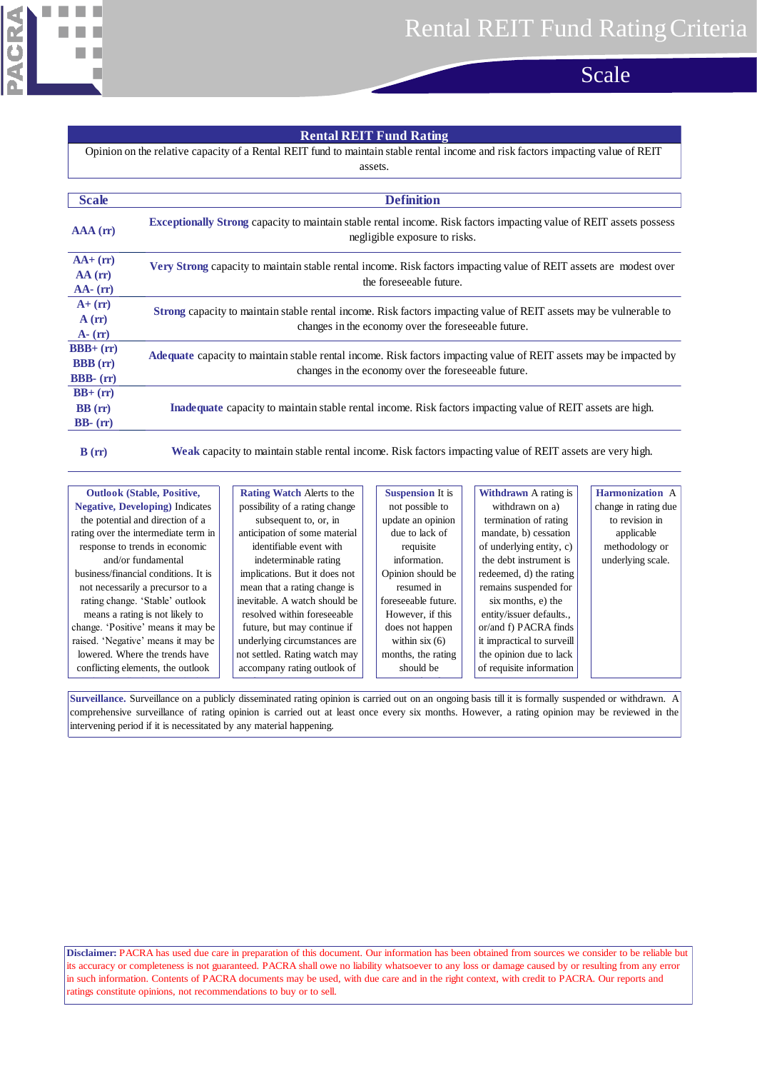# Rental REIT Fund Rating Criteria

## Scale

**Rental REIT Fund Rating**

Opinion on the relative capacity of a Rental REIT fund to maintain stable rental income and risk factors impacting value of REIT assets.

| Scale | Definition |
|---|---|
| AAA (rr) | **Exceptionally Strong** capacity to maintain stable rental income. Risk factors impacting value of REIT assets possess negligible exposure to risks. |
| AA+ (rr)<br>AA (rr)<br>AA- (rr) | **Very Strong** capacity to maintain stable rental income. Risk factors impacting value of REIT assets are modest over the foreseeable future. |
| A+ (rr)<br>A (rr)<br>A- (rr) | **Strong** capacity to maintain stable rental income. Risk factors impacting value of REIT assets may be vulnerable to changes in the economy over the foreseeable future. |
| BBB+ (rr)<br>BBB (rr)<br>BBB- (rr) | **Adequate** capacity to maintain stable rental income. Risk factors impacting value of REIT assets may be impacted by changes in the economy over the foreseeable future. |
| BB+ (rr)<br>BB (rr)<br>BB- (rr) | **Inadequate** capacity to maintain stable rental income. Risk factors impacting value of REIT assets are high. |
| B (rr) | **Weak** capacity to maintain stable rental income. Risk factors impacting value of REIT assets are very high. |

**Outlook (Stable, Positive, Negative, Developing)** Indicates the potential and direction of a rating over the intermediate term in response to trends in economic and/or fundamental business/financial conditions. It is not necessarily a precursor to a rating change. 'Stable' outlook means a rating is not likely to change. 'Positive' means it may be raised. 'Negative' means it may be lowered. Where the trends have conflicting elements, the outlook

**Rating Watch** Alerts to the possibility of a rating change subsequent to, or, in anticipation of some material identifiable event with indeterminable rating implications. But it does not mean that a rating change is inevitable. A watch should be resolved within foreseeable future, but may continue if underlying circumstances are not settled. Rating watch may accompany rating outlook of

**Suspension** It is not possible to update an opinion due to lack of requisite information. Opinion should be resumed in foreseeable future. However, if this does not happen within six (6) months, the rating should be

**Withdrawn** A rating is withdrawn on a) termination of rating mandate, b) cessation of underlying entity, c) the debt instrument is redeemed, d) the rating remains suspended for six months, e) the entity/issuer defaults., or/and f) PACRA finds it impractical to surveill the opinion due to lack of requisite information

**Harmonization** A change in rating due to revision in applicable methodology or underlying scale.

**Surveillance.** Surveillance on a publicly disseminated rating opinion is carried out on an ongoing basis till it is formally suspended or withdrawn. A comprehensive surveillance of rating opinion is carried out at least once every six months. However, a rating opinion may be reviewed in the intervening period if it is necessitated by any material happening.

**Disclaimer:** PACRA has used due care in preparation of this document. Our information has been obtained from sources we consider to be reliable but its accuracy or completeness is not guaranteed. PACRA shall owe no liability whatsoever to any loss or damage caused by or resulting from any error in such information. Contents of PACRA documents may be used, with due care and in the right context, with credit to PACRA. Our reports and ratings constitute opinions, not recommendations to buy or to sell.